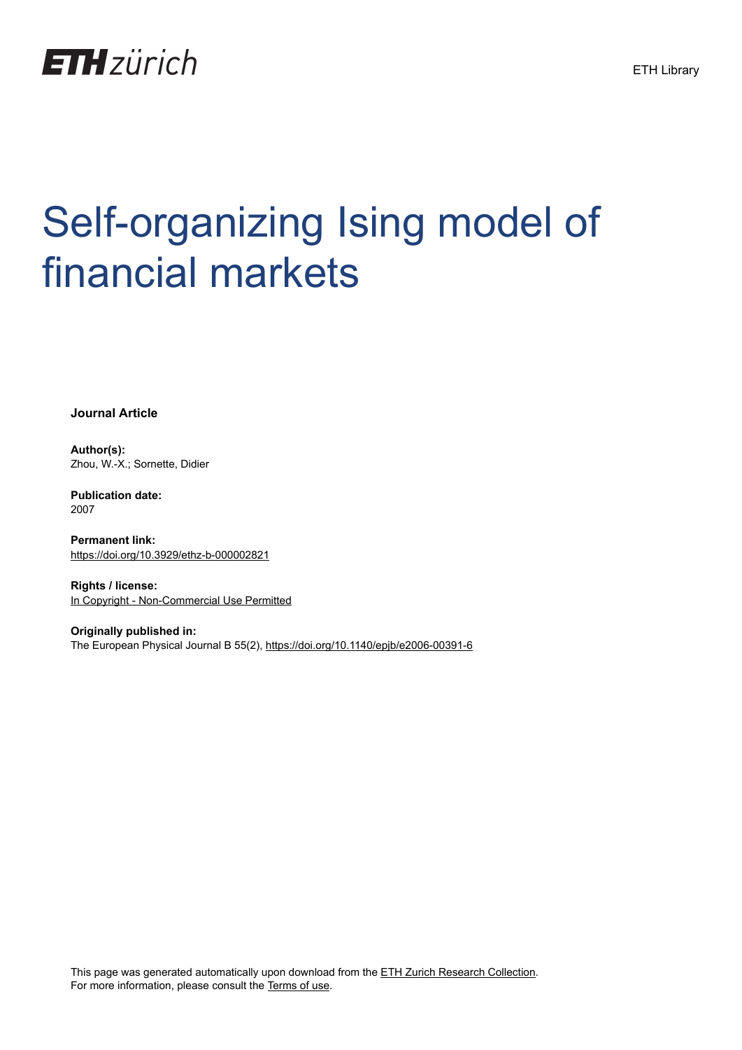# Self-organizing Ising model of financial markets

**Journal Article**

**Author(s):**
Zhou, W.-X.; Sornette, Didier

**Publication date:**
2007

**Permanent link:**
https://doi.org/10.3929/ethz-b-000002821

**Rights / license:**
In Copyright - Non-Commercial Use Permitted

**Originally published in:**
The European Physical Journal B 55(2), https://doi.org/10.1140/epjb/e2006-00391-6

This page was generated automatically upon download from the ETH Zurich Research Collection.
For more information, please consult the Terms of use.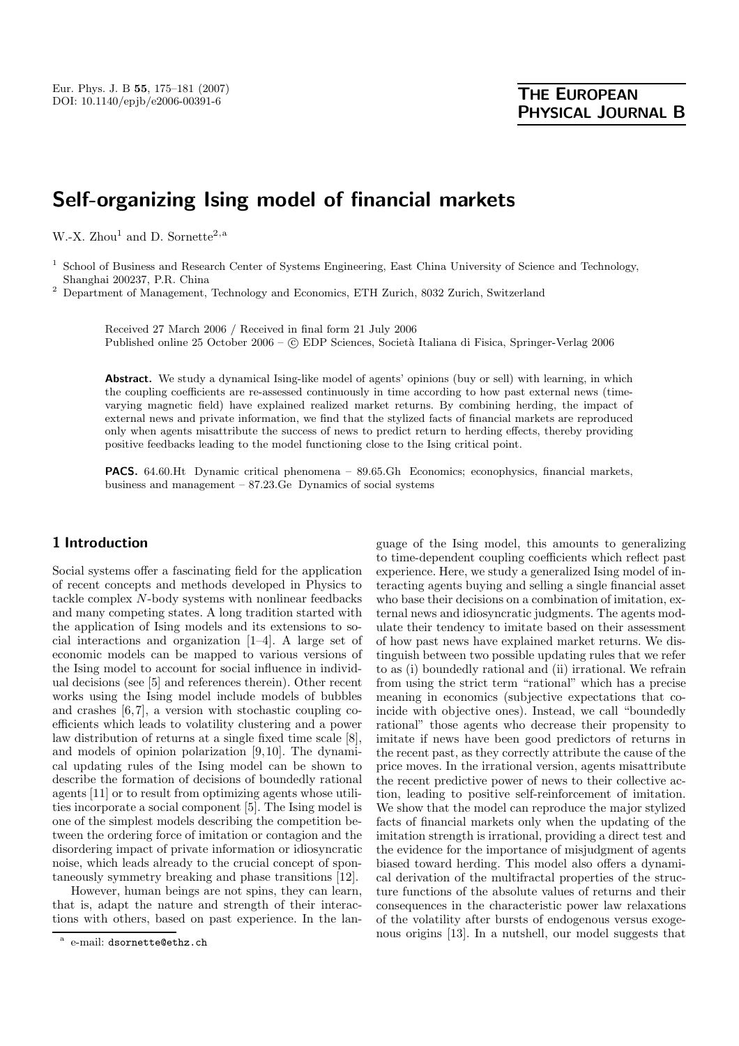# Self-organizing Ising model of financial markets

W.-X. Zhou[1] and D. Sornette[2,a]

[1] School of Business and Research Center of Systems Engineering, East China University of Science and Technology, Shanghai 200237, P.R. China

[2] Department of Management, Technology and Economics, ETH Zurich, 8032 Zurich, Switzerland

Received 27 March 2006 / Received in final form 21 July 2006
Published online 25 October 2006 – © EDP Sciences, Società Italiana di Fisica, Springer-Verlag 2006

**Abstract.** We study a dynamical Ising-like model of agents' opinions (buy or sell) with learning, in which the coupling coefficients are re-assessed continuously in time according to how past external news (time-varying magnetic field) have explained realized market returns. By combining herding, the impact of external news and private information, we find that the stylized facts of financial markets are reproduced only when agents misattribute the success of news to predict return to herding effects, thereby providing positive feedbacks leading to the model functioning close to the Ising critical point.

**PACS.** 64.60.Ht Dynamic critical phenomena – 89.65.Gh Economics; econophysics, financial markets, business and management – 87.23.Ge Dynamics of social systems

## 1 Introduction

Social systems offer a fascinating field for the application of recent concepts and methods developed in Physics to tackle complex $N$-body systems with nonlinear feedbacks and many competing states. A long tradition started with the application of Ising models and its extensions to social interactions and organization [1–4]. A large set of economic models can be mapped to various versions of the Ising model to account for social influence in individual decisions (see [5] and references therein). Other recent works using the Ising model include models of bubbles and crashes [6,7], a version with stochastic coupling coefficients which leads to volatility clustering and a power law distribution of returns at a single fixed time scale [8], and models of opinion polarization [9,10]. The dynamical updating rules of the Ising model can be shown to describe the formation of decisions of boundedly rational agents [11] or to result from optimizing agents whose utilities incorporate a social component [5]. The Ising model is one of the simplest models describing the competition between the ordering force of imitation or contagion and the disordering impact of private information or idiosyncratic noise, which leads already to the crucial concept of spontaneously symmetry breaking and phase transitions [12].

However, human beings are not spins, they can learn, that is, adapt the nature and strength of their interactions with others, based on past experience. In the language of the Ising model, this amounts to generalizing to time-dependent coupling coefficients which reflect past experience. Here, we study a generalized Ising model of interacting agents buying and selling a single financial asset who base their decisions on a combination of imitation, external news and idiosyncratic judgments. The agents modulate their tendency to imitate based on their assessment of how past news have explained market returns. We distinguish between two possible updating rules that we refer to as (i) boundedly rational and (ii) irrational. We refrain from using the strict term "rational" which has a precise meaning in economics (subjective expectations that coincide with objective ones). Instead, we call "boundedly rational" those agents who decrease their propensity to imitate if news have been good predictors of returns in the recent past, as they correctly attribute the cause of the price moves. In the irrational version, agents misattribute the recent predictive power of news to their collective action, leading to positive self-reinforcement of imitation. We show that the model can reproduce the major stylized facts of financial markets only when the updating of the imitation strength is irrational, providing a direct test and the evidence for the importance of misjudgment of agents biased toward herding. This model also offers a dynamical derivation of the multifractal properties of the structure functions of the absolute values of returns and their consequences in the characteristic power law relaxations of the volatility after bursts of endogenous versus exogenous origins [13]. In a nutshell, our model suggests that

[a] e-mail: dsornette@ethz.ch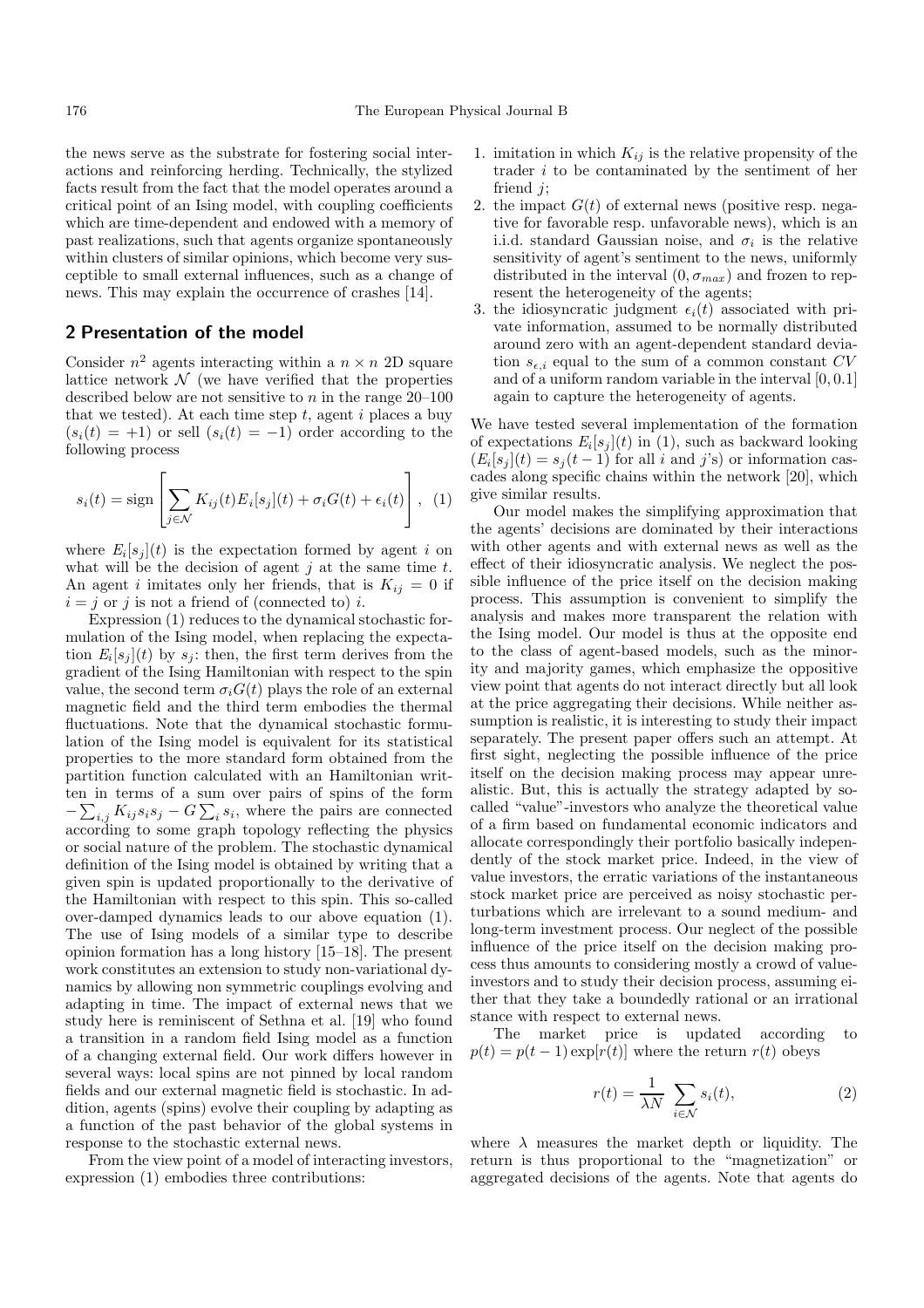the news serve as the substrate for fostering social interactions and reinforcing herding. Technically, the stylized facts result from the fact that the model operates around a critical point of an Ising model, with coupling coefficients which are time-dependent and endowed with a memory of past realizations, such that agents organize spontaneously within clusters of similar opinions, which become very susceptible to small external influences, such as a change of news. This may explain the occurrence of crashes [14].

## 2 Presentation of the model

Consider $n^2$ agents interacting within a $n \times n$ 2D square lattice network $\mathcal{N}$ (we have verified that the properties described below are not sensitive to $n$ in the range 20–100 that we tested). At each time step $t$, agent $i$ places a buy ($s_i(t) = +1$) or sell ($s_i(t) = -1$) order according to the following process

$$s_i(t) = \text{sign}\left[\sum_{j \in \mathcal{N}} K_{ij}(t) E_i[s_j](t) + \sigma_i G(t) + \epsilon_i(t)\right], \quad (1)$$

where $E_i[s_j](t)$ is the expectation formed by agent $i$ on what will be the decision of agent $j$ at the same time $t$. An agent $i$ imitates only her friends, that is $K_{ij} = 0$ if $i = j$ or $j$ is not a friend of (connected to) $i$.

Expression (1) reduces to the dynamical stochastic formulation of the Ising model, when replacing the expectation $E_i[s_j](t)$ by $s_j$: then, the first term derives from the gradient of the Ising Hamiltonian with respect to the spin value, the second term $\sigma_i G(t)$ plays the role of an external magnetic field and the third term embodies the thermal fluctuations. Note that the dynamical stochastic formulation of the Ising model is equivalent for its statistical properties to the more standard form obtained from the partition function calculated with an Hamiltonian written in terms of a sum over pairs of spins of the form $-\sum_{i,j} K_{ij} s_i s_j - G \sum_i s_i$, where the pairs are connected according to some graph topology reflecting the physics or social nature of the problem. The stochastic dynamical definition of the Ising model is obtained by writing that a given spin is updated proportionally to the derivative of the Hamiltonian with respect to this spin. This so-called over-damped dynamics leads to our above equation (1). The use of Ising models of a similar type to describe opinion formation has a long history [15–18]. The present work constitutes an extension to study non-variational dynamics by allowing non symmetric couplings evolving and adapting in time. The impact of external news that we study here is reminiscent of Sethna et al. [19] who found a transition in a random field Ising model as a function of a changing external field. Our work differs however in several ways: local spins are not pinned by local random fields and our external magnetic field is stochastic. In addition, agents (spins) evolve their coupling by adapting as a function of the past behavior of the global systems in response to the stochastic external news.

From the view point of a model of interacting investors, expression (1) embodies three contributions:

1. imitation in which $K_{ij}$ is the relative propensity of the trader $i$ to be contaminated by the sentiment of her friend $j$;
2. the impact $G(t)$ of external news (positive resp. negative for favorable resp. unfavorable news), which is an i.i.d. standard Gaussian noise, and $\sigma_i$ is the relative sensitivity of agent's sentiment to the news, uniformly distributed in the interval $(0, \sigma_{max})$ and frozen to represent the heterogeneity of the agents;
3. the idiosyncratic judgment $\epsilon_i(t)$ associated with private information, assumed to be normally distributed around zero with an agent-dependent standard deviation $s_{\epsilon,i}$ equal to the sum of a common constant $CV$ and of a uniform random variable in the interval $[0, 0.1]$ again to capture the heterogeneity of agents.

We have tested several implementation of the formation of expectations $E_i[s_j](t)$ in (1), such as backward looking ($E_i[s_j](t) = s_j(t-1)$ for all $i$ and $j$'s) or information cascades along specific chains within the network [20], which give similar results.

Our model makes the simplifying approximation that the agents' decisions are dominated by their interactions with other agents and with external news as well as the effect of their idiosyncratic analysis. We neglect the possible influence of the price itself on the decision making process. This assumption is convenient to simplify the analysis and makes more transparent the relation with the Ising model. Our model is thus at the opposite end to the class of agent-based models, such as the minority and majority games, which emphasize the oppositive view point that agents do not interact directly but all look at the price aggregating their decisions. While neither assumption is realistic, it is interesting to study their impact separately. The present paper offers such an attempt. At first sight, neglecting the possible influence of the price itself on the decision making process may appear unrealistic. But, this is actually the strategy adapted by so-called "value"-investors who analyze the theoretical value of a firm based on fundamental economic indicators and allocate correspondingly their portfolio basically independently of the stock market price. Indeed, in the view of value investors, the erratic variations of the instantaneous stock market price are perceived as noisy stochastic perturbations which are irrelevant to a sound medium- and long-term investment process. Our neglect of the possible influence of the price itself on the decision making process thus amounts to considering mostly a crowd of value-investors and to study their decision process, assuming either that they take a boundedly rational or an irrational stance with respect to external news.

The market price is updated according to $p(t) = p(t-1) \exp[r(t)]$ where the return $r(t)$ obeys

$$r(t) = \frac{1}{\lambda N} \sum_{i \in \mathcal{N}} s_i(t), \quad (2)$$

where $\lambda$ measures the market depth or liquidity. The return is thus proportional to the "magnetization" or aggregated decisions of the agents. Note that agents do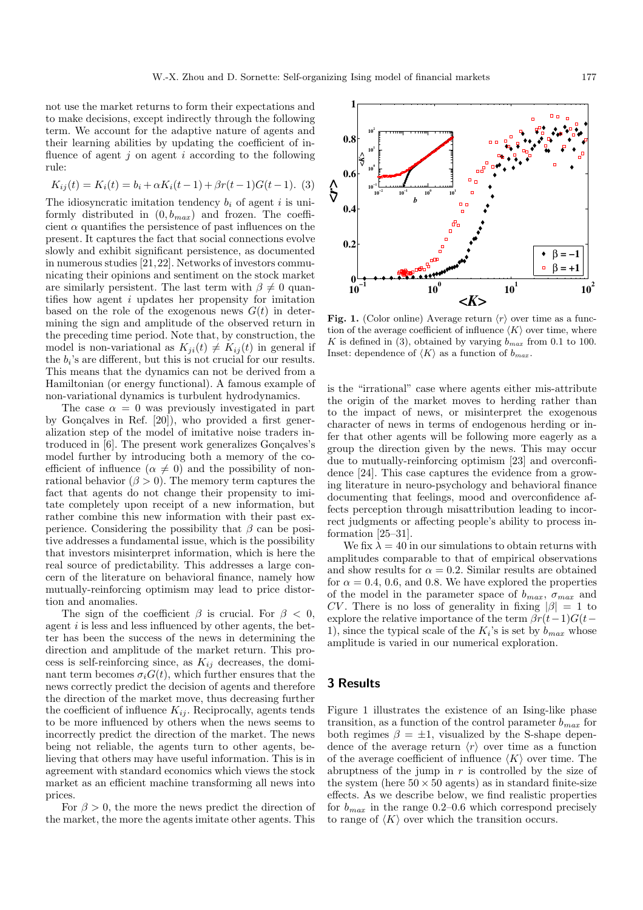not use the market returns to form their expectations and to make decisions, except indirectly through the following term. We account for the adaptive nature of agents and their learning abilities by updating the coefficient of influence of agent $j$ on agent $i$ according to the following rule:

$$K_{ij}(t) = K_i(t) = b_i + \alpha K_i(t-1) + \beta r(t-1)G(t-1). \quad (3)$$

The idiosyncratic imitation tendency $b_i$ of agent $i$ is uniformly distributed in $(0, b_{max})$ and frozen. The coefficient $\alpha$ quantifies the persistence of past influences on the present. It captures the fact that social connections evolve slowly and exhibit significant persistence, as documented in numerous studies [21,22]. Networks of investors communicating their opinions and sentiment on the stock market are similarly persistent. The last term with $\beta \neq 0$ quantifies how agent $i$ updates her propensity for imitation based on the role of the exogenous news $G(t)$ in determining the sign and amplitude of the observed return in the preceding time period. Note that, by construction, the model is non-variational as $K_{ji}(t) \neq K_{ij}(t)$ in general if the $b_i$'s are different, but this is not crucial for our results. This means that the dynamics can not be derived from a Hamiltonian (or energy functional). A famous example of non-variational dynamics is turbulent hydrodynamics.

The case $\alpha = 0$ was previously investigated in part by Gonçalves in Ref. [20]), who provided a first generalization step of the model of imitative noise traders introduced in [6]. The present work generalizes Gonçalves's model further by introducing both a memory of the coefficient of influence ($\alpha \neq 0$) and the possibility of non-rational behavior ($\beta > 0$). The memory term captures the fact that agents do not change their propensity to imitate completely upon receipt of a new information, but rather combine this new information with their past experience. Considering the possibility that $\beta$ can be positive addresses a fundamental issue, which is the possibility that investors misinterpret information, which is here the real source of predictability. This addresses a large concern of the literature on behavioral finance, namely how mutually-reinforcing optimism may lead to price distortion and anomalies.

The sign of the coefficient $\beta$ is crucial. For $\beta < 0$, agent $i$ is less and less influenced by other agents, the better has been the success of the news in determining the direction and amplitude of the market return. This process is self-reinforcing since, as $K_{ij}$ decreases, the dominant term becomes $\sigma_i G(t)$, which further ensures that the news correctly predict the decision of agents and therefore the direction of the market move, thus decreasing further the coefficient of influence $K_{ij}$. Reciprocally, agents tends to be more influenced by others when the news seems to incorrectly predict the direction of the market. The news being not reliable, the agents turn to other agents, believing that others may have useful information. This is in agreement with standard economics which views the stock market as an efficient machine transforming all news into prices.

For $\beta > 0$, the more the news predict the direction of the market, the more the agents imitate other agents. This is the "irrational" case where agents either mis-attribute the origin of the market moves to herding rather than to the impact of news, or misinterpret the exogenous character of news in terms of endogenous herding or infer that other agents will be following more eagerly as a group the direction given by the news. This may occur due to mutually-reinforcing optimism [23] and overconfidence [24]. This case captures the evidence from a growing literature in neuro-psychology and behavioral finance documenting that feelings, mood and overconfidence affects perception through misattribution leading to incorrect judgments or affecting people's ability to process information [25–31].

We fix $\lambda = 40$ in our simulations to obtain returns with amplitudes comparable to that of empirical observations and show results for $\alpha = 0.2$. Similar results are obtained for $\alpha = 0.4$, 0.6, and 0.8. We have explored the properties of the model in the parameter space of $b_{max}$, $\sigma_{max}$ and $CV$. There is no loss of generality in fixing $|\beta| = 1$ to explore the relative importance of the term $\beta r(t-1)G(t-1)$, since the typical scale of the $K_i$'s is set by $b_{max}$ whose amplitude is varied in our numerical exploration.

**Fig. 1.** (Color online) Average return $\langle r \rangle$ over time as a function of the average coefficient of influence $\langle K \rangle$ over time, where $K$ is defined in (3), obtained by varying $b_{max}$ from 0.1 to 100. Inset: dependence of $\langle K \rangle$ as a function of $b_{max}$.

## 3 Results

Figure 1 illustrates the existence of an Ising-like phase transition, as a function of the control parameter $b_{max}$ for both regimes $\beta = \pm 1$, visualized by the S-shape dependence of the average return $\langle r \rangle$ over time as a function of the average coefficient of influence $\langle K \rangle$ over time. The abruptness of the jump in $r$ is controlled by the size of the system (here $50 \times 50$ agents) as in standard finite-size effects. As we describe below, we find realistic properties for $b_{max}$ in the range 0.2–0.6 which correspond precisely to range of $\langle K \rangle$ over which the transition occurs.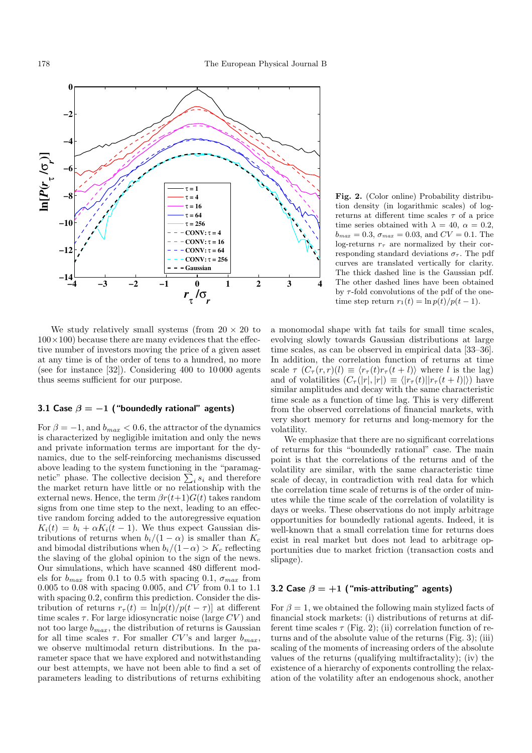**Fig. 2.** (Color online) Probability distribution density (in logarithmic scales) of log-returns at different time scales $\tau$ of a price time series obtained with $\lambda = 40$, $\alpha = 0.2$, $b_{max} = 0.3$, $\sigma_{max} = 0.03$, and $CV = 0.1$. The log-returns $r_\tau$ are normalized by their corresponding standard deviations $\sigma_\tau$. The pdf curves are translated vertically for clarity. The thick dashed line is the Gaussian pdf. The other dashed lines have been obtained by $\tau$-fold convolutions of the pdf of the one-time step return $r_1(t) = \ln p(t)/p(t-1)$.

We study relatively small systems (from $20 \times 20$ to $100 \times 100$) because there are many evidences that the effective number of investors moving the price of a given asset at any time is of the order of tens to a hundred, no more (see for instance [32]). Considering 400 to 10 000 agents thus seems sufficient for our purpose.

### 3.1 Case $\beta = -1$ ("boundedly rational" agents)

For $\beta = -1$, and $b_{max} < 0.6$, the attractor of the dynamics is characterized by negligible imitation and only the news and private information terms are important for the dynamics, due to the self-reinforcing mechanisms discussed above leading to the system functioning in the "paramagnetic" phase. The collective decision $\sum_i s_i$ and therefore the market return have little or no relationship with the external news. Hence, the term $\beta r(t+1)G(t)$ takes random signs from one time step to the next, leading to an effective random forcing added to the autoregressive equation $K_i(t) = b_i + \alpha K_i(t-1)$. We thus expect Gaussian distributions of returns when $b_i/(1-\alpha)$ is smaller than $K_c$ and bimodal distributions when $b_i/(1-\alpha) > K_c$ reflecting the slaving of the global opinion to the sign of the news. Our simulations, which have scanned 480 different models for $b_{max}$ from 0.1 to 0.5 with spacing 0.1, $\sigma_{max}$ from 0.005 to 0.08 with spacing 0.005, and $CV$ from 0.1 to 1.1 with spacing 0.2, confirm this prediction. Consider the distribution of returns $r_\tau(t) = \ln[p(t)/p(t-\tau)]$ at different time scales $\tau$. For large idiosyncratic noise (large $CV$) and not too large $b_{max}$, the distribution of returns is Gaussian for all time scales $\tau$. For smaller $CV$'s and larger $b_{max}$, we observe multimodal return distributions. In the parameter space that we have explored and notwithstanding our best attempts, we have not been able to find a set of parameters leading to distributions of returns exhibiting a monomodal shape with fat tails for small time scales, evolving slowly towards Gaussian distributions at large time scales, as can be observed in empirical data [33–36]. In addition, the correlation function of returns at time scale $\tau$ ($C_\tau(r,r)(l) \equiv \langle r_\tau(t) r_\tau(t+l)\rangle$ where $l$ is the lag) and of volatilities ($C_\tau(|r|,|r|) \equiv \langle |r_\tau(t)||r_\tau(t+l)|\rangle$) have similar amplitudes and decay with the same characteristic time scale as a function of time lag. This is very different from the observed correlations of financial markets, with very short memory for returns and long-memory for the volatility.

We emphasize that there are no significant correlations of returns for this "boundedly rational" case. The main point is that the correlations of the returns and of the volatility are similar, with the same characteristic time scale of decay, in contradiction with real data for which the correlation time scale of returns is of the order of minutes while the time scale of the correlation of volatility is days or weeks. These observations do not imply arbitrage opportunities for boundedly rational agents. Indeed, it is well-known that a small correlation time for returns does exist in real market but does not lead to arbitrage opportunities due to market friction (transaction costs and slipage).

### 3.2 Case $\beta = +1$ ("mis-attributing" agents)

For $\beta = 1$, we obtained the following main stylized facts of financial stock markets: (i) distributions of returns at different time scales $\tau$ (Fig. 2); (ii) correlation function of returns and of the absolute value of the returns (Fig. 3); (iii) scaling of the moments of increasing orders of the absolute values of the returns (qualifying multifractality); (iv) the existence of a hierarchy of exponents controlling the relaxation of the volatility after an endogenous shock, another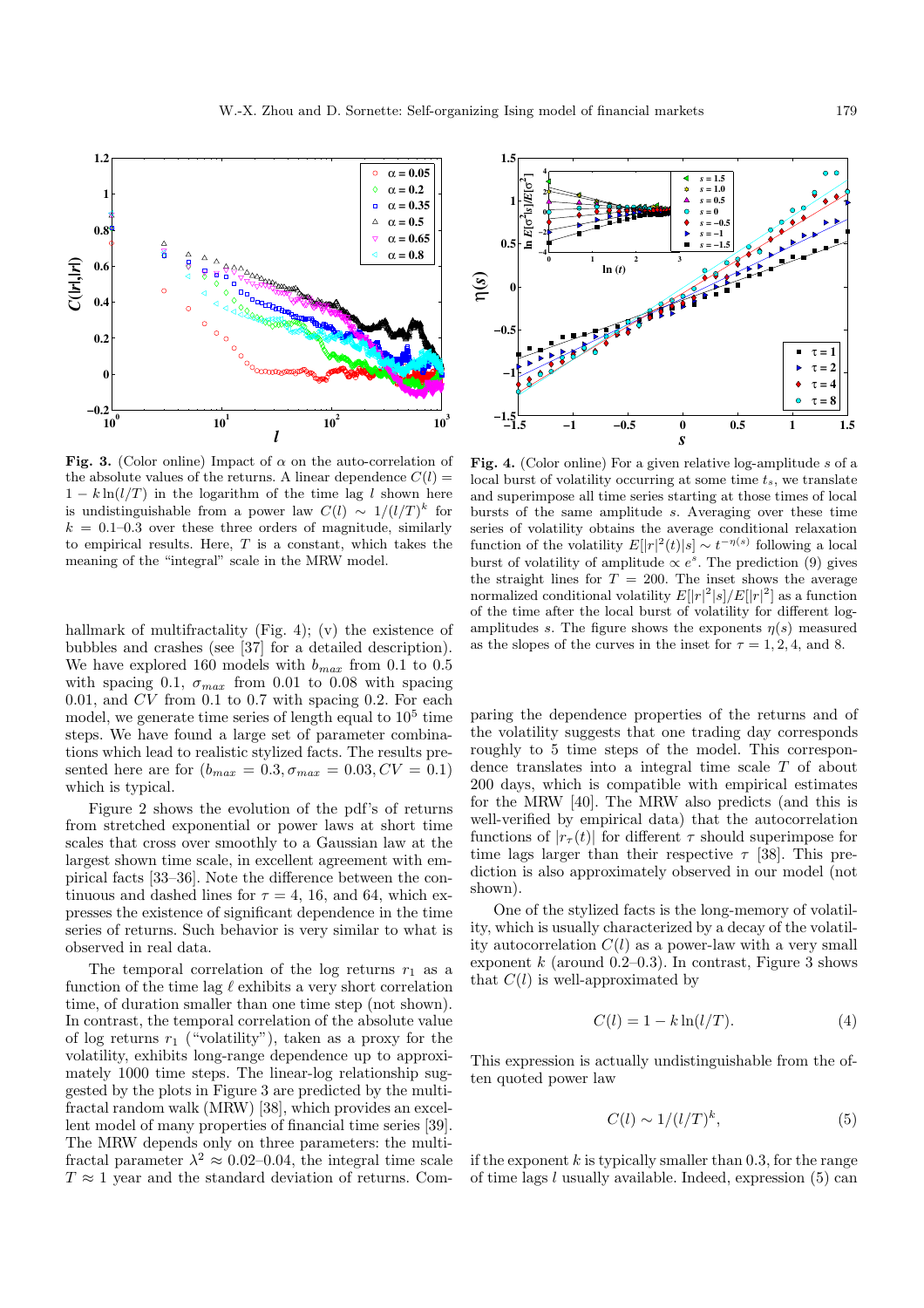**Fig. 3.** (Color online) Impact of $\alpha$ on the auto-correlation of the absolute values of the returns. A linear dependence $C(l) = 1 - k\ln(l/T)$ in the logarithm of the time lag $l$ shown here is undistinguishable from a power law $C(l) \sim 1/(l/T)^k$ for $k = 0.1$–$0.3$ over these three orders of magnitude, similarly to empirical results. Here, $T$ is a constant, which takes the meaning of the "integral" scale in the MRW model.

**Fig. 4.** (Color online) For a given relative log-amplitude $s$ of a local burst of volatility occurring at some time $t_s$, we translate and superimpose all time series starting at those times of local bursts of the same amplitude $s$. Averaging over these time series of volatility obtains the average conditional relaxation function of the volatility $E[|r|^2(t)|s] \sim t^{-\eta(s)}$ following a local burst of volatility of amplitude $\propto e^s$. The prediction (9) gives the straight lines for $T = 200$. The inset shows the average normalized conditional volatility $E[|r|^2|s]/E[|r|^2]$ as a function of the time after the local burst of volatility for different log-amplitudes $s$. The figure shows the exponents $\eta(s)$ measured as the slopes of the curves in the inset for $\tau = 1, 2, 4$, and $8$.

hallmark of multifractality (Fig. 4); (v) the existence of bubbles and crashes (see [37] for a detailed description). We have explored 160 models with $b_{max}$ from 0.1 to 0.5 with spacing 0.1, $\sigma_{max}$ from 0.01 to 0.08 with spacing 0.01, and $CV$ from 0.1 to 0.7 with spacing 0.2. For each model, we generate time series of length equal to $10^5$ time steps. We have found a large set of parameter combinations which lead to realistic stylized facts. The results presented here are for ($b_{max} = 0.3, \sigma_{max} = 0.03, CV = 0.1$) which is typical.

Figure 2 shows the evolution of the pdf's of returns from stretched exponential or power laws at short time scales that cross over smoothly to a Gaussian law at the largest shown time scale, in excellent agreement with empirical facts [33–36]. Note the difference between the continuous and dashed lines for $\tau = 4$, 16, and 64, which expresses the existence of significant dependence in the time series of returns. Such behavior is very similar to what is observed in real data.

The temporal correlation of the log returns $r_1$ as a function of the time lag $\ell$ exhibits a very short correlation time, of duration smaller than one time step (not shown). In contrast, the temporal correlation of the absolute value of log returns $r_1$ ("volatility"), taken as a proxy for the volatility, exhibits long-range dependence up to approximately 1000 time steps. The linear-log relationship suggested by the plots in Figure 3 are predicted by the multifractal random walk (MRW) [38], which provides an excellent model of many properties of financial time series [39]. The MRW depends only on three parameters: the multifractal parameter $\lambda^2 \approx 0.02$–$0.04$, the integral time scale $T \approx 1$ year and the standard deviation of returns. Comparing the dependence properties of the returns and of the volatility suggests that one trading day corresponds roughly to 5 time steps of the model. This correspondence translates into a integral time scale $T$ of about 200 days, which is compatible with empirical estimates for the MRW [40]. The MRW also predicts (and this is well-verified by empirical data) that the autocorrelation functions of $|r_\tau(t)|$ for different $\tau$ should superimpose for time lags larger than their respective $\tau$ [38]. This prediction is also approximately observed in our model (not shown).

One of the stylized facts is the long-memory of volatility, which is usually characterized by a decay of the volatility autocorrelation $C(l)$ as a power-law with a very small exponent $k$ (around 0.2–0.3). In contrast, Figure 3 shows that $C(l)$ is well-approximated by

$$C(l) = 1 - k\ln(l/T). \tag{4}$$

This expression is actually undistinguishable from the often quoted power law

$$C(l) \sim 1/(l/T)^k, \tag{5}$$

if the exponent $k$ is typically smaller than 0.3, for the range of time lags $l$ usually available. Indeed, expression (5) can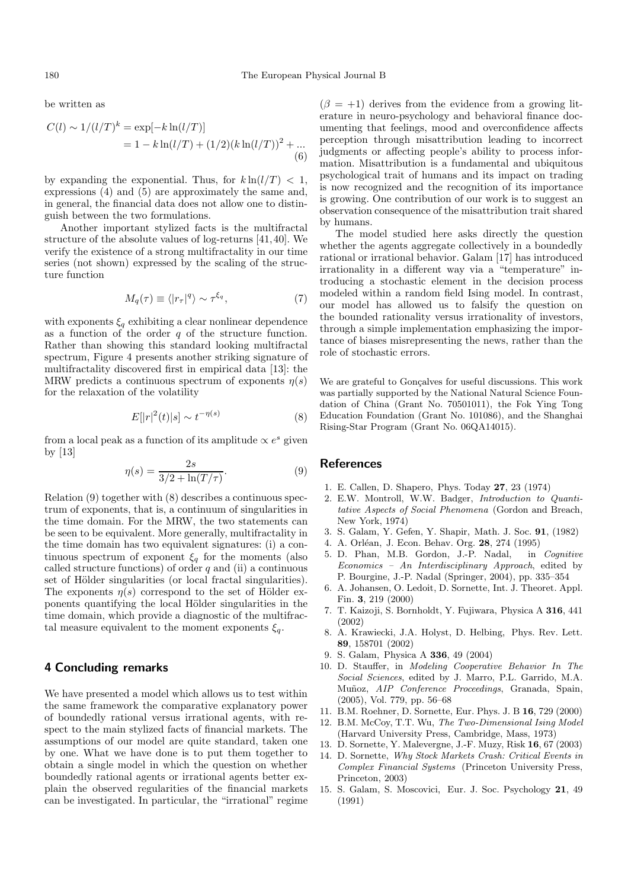be written as

$$C(l) \sim 1/(l/T)^k = \exp[-k \ln(l/T)]$$
$$= 1 - k \ln(l/T) + (1/2)(k \ln(l/T))^2 + ... \quad (6)$$

by expanding the exponential. Thus, for $k \ln(l/T) < 1$, expressions (4) and (5) are approximately the same and, in general, the financial data does not allow one to distinguish between the two formulations.

Another important stylized facts is the multifractal structure of the absolute values of log-returns [41,40]. We verify the existence of a strong multifractality in our time series (not shown) expressed by the scaling of the structure function

$$M_q(\tau) \equiv \langle |r_\tau|^q \rangle \sim \tau^{\xi_q}, \quad (7)$$

with exponents $\xi_q$ exhibiting a clear nonlinear dependence as a function of the order $q$ of the structure function. Rather than showing this standard looking multifractal spectrum, Figure 4 presents another striking signature of multifractality discovered first in empirical data [13]: the MRW predicts a continuous spectrum of exponents $\eta(s)$ for the relaxation of the volatility

$$E[|r|^2(t)|s] \sim t^{-\eta(s)} \quad (8)$$

from a local peak as a function of its amplitude $\propto e^s$ given by [13]

$$\eta(s) = \frac{2s}{3/2 + \ln(T/\tau)}. \quad (9)$$

Relation (9) together with (8) describes a continuous spectrum of exponents, that is, a continuum of singularities in the time domain. For the MRW, the two statements can be seen to be equivalent. More generally, multifractality in the time domain has two equivalent signatures: (i) a continuous spectrum of exponent $\xi_q$ for the moments (also called structure functions) of order $q$ and (ii) a continuous set of Hölder singularities (or local fractal singularities). The exponents $\eta(s)$ correspond to the set of Hölder exponents quantifying the local Hölder singularities in the time domain, which provide a diagnostic of the multifractal measure equivalent to the moment exponents $\xi_q$.

## 4 Concluding remarks

We have presented a model which allows us to test within the same framework the comparative explanatory power of boundedly rational versus irrational agents, with respect to the main stylized facts of financial markets. The assumptions of our model are quite standard, taken one by one. What we have done is to put them together to obtain a single model in which the question on whether boundedly rational agents or irrational agents better explain the observed regularities of the financial markets can be investigated. In particular, the "irrational" regime ($\beta = +1$) derives from the evidence from a growing literature in neuro-psychology and behavioral finance documenting that feelings, mood and overconfidence affects perception through misattribution leading to incorrect judgments or affecting people's ability to process information. Misattribution is a fundamental and ubiquitous psychological trait of humans and its impact on trading is now recognized and the recognition of its importance is growing. One contribution of our work is to suggest an observation consequence of the misattribution trait shared by humans.

The model studied here asks directly the question whether the agents aggregate collectively in a boundedly rational or irrational behavior. Galam [17] has introduced irrationality in a different way via a "temperature" introducing a stochastic element in the decision process modeled within a random field Ising model. In contrast, our model has allowed us to falsify the question on the bounded rationality versus irrationality of investors, through a simple implementation emphasizing the importance of biases misrepresenting the news, rather than the role of stochastic errors.

We are grateful to Gonçalves for useful discussions. This work was partially supported by the National Natural Science Foundation of China (Grant No. 70501011), the Fok Ying Tong Education Foundation (Grant No. 101086), and the Shanghai Rising-Star Program (Grant No. 06QA14015).

## References

1. E. Callen, D. Shapero, Phys. Today **27**, 23 (1974)
2. E.W. Montroll, W.W. Badger, *Introduction to Quantitative Aspects of Social Phenomena* (Gordon and Breach, New York, 1974)
3. S. Galam, Y. Gefen, Y. Shapir, Math. J. Soc. **91**, (1982)
4. A. Orléan, J. Econ. Behav. Org. **28**, 274 (1995)
5. D. Phan, M.B. Gordon, J.-P. Nadal, in *Cognitive Economics – An Interdisciplinary Approach*, edited by P. Bourgine, J.-P. Nadal (Springer, 2004), pp. 335–354
6. A. Johansen, O. Ledoit, D. Sornette, Int. J. Theoret. Appl. Fin. **3**, 219 (2000)
7. T. Kaizoji, S. Bornholdt, Y. Fujiwara, Physica A **316**, 441 (2002)
8. A. Krawiecki, J.A. Holyst, D. Helbing, Phys. Rev. Lett. **89**, 158701 (2002)
9. S. Galam, Physica A **336**, 49 (2004)
10. D. Stauffer, in *Modeling Cooperative Behavior In The Social Sciences*, edited by J. Marro, P.L. Garrido, M.A. Muñoz, *AIP Conference Proceedings*, Granada, Spain, (2005), Vol. 779, pp. 56–68
11. B.M. Roehner, D. Sornette, Eur. Phys. J. B **16**, 729 (2000)
12. B.M. McCoy, T.T. Wu, *The Two-Dimensional Ising Model* (Harvard University Press, Cambridge, Mass, 1973)
13. D. Sornette, Y. Malevergne, J.-F. Muzy, Risk **16**, 67 (2003)
14. D. Sornette, *Why Stock Markets Crash: Critical Events in Complex Financial Systems* (Princeton University Press, Princeton, 2003)
15. S. Galam, S. Moscovici, Eur. J. Soc. Psychology **21**, 49 (1991)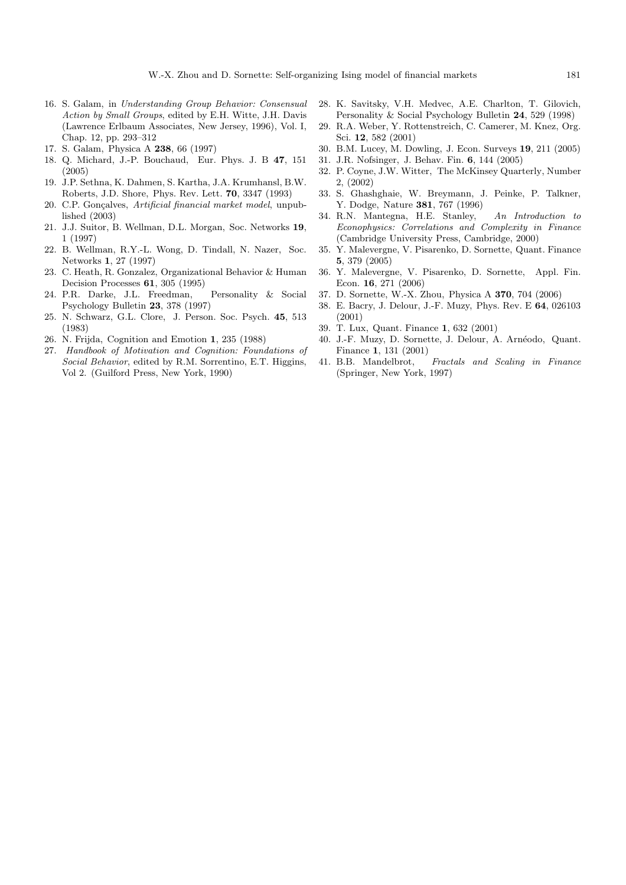16. S. Galam, in *Understanding Group Behavior: Consensual Action by Small Groups*, edited by E.H. Witte, J.H. Davis (Lawrence Erlbaum Associates, New Jersey, 1996), Vol. I, Chap. 12, pp. 293–312
17. S. Galam, Physica A **238**, 66 (1997)
18. Q. Michard, J.-P. Bouchaud, Eur. Phys. J. B **47**, 151 (2005)
19. J.P. Sethna, K. Dahmen, S. Kartha, J.A. Krumhansl, B.W. Roberts, J.D. Shore, Phys. Rev. Lett. **70**, 3347 (1993)
20. C.P. Gonçalves, *Artificial financial market model*, unpublished (2003)
21. J.J. Suitor, B. Wellman, D.L. Morgan, Soc. Networks **19**, 1 (1997)
22. B. Wellman, R.Y.-L. Wong, D. Tindall, N. Nazer, Soc. Networks **1**, 27 (1997)
23. C. Heath, R. Gonzalez, Organizational Behavior & Human Decision Processes **61**, 305 (1995)
24. P.R. Darke, J.L. Freedman, Personality & Social Psychology Bulletin **23**, 378 (1997)
25. N. Schwarz, G.L. Clore, J. Person. Soc. Psych. **45**, 513 (1983)
26. N. Frijda, Cognition and Emotion **1**, 235 (1988)
27. *Handbook of Motivation and Cognition: Foundations of Social Behavior*, edited by R.M. Sorrentino, E.T. Higgins, Vol 2. (Guilford Press, New York, 1990)
28. K. Savitsky, V.H. Medvec, A.E. Charlton, T. Gilovich, Personality & Social Psychology Bulletin **24**, 529 (1998)
29. R.A. Weber, Y. Rottenstreich, C. Camerer, M. Knez, Org. Sci. **12**, 582 (2001)
30. B.M. Lucey, M. Dowling, J. Econ. Surveys **19**, 211 (2005)
31. J.R. Nofsinger, J. Behav. Fin. **6**, 144 (2005)
32. P. Coyne, J.W. Witter, The McKinsey Quarterly, Number 2, (2002)
33. S. Ghashghaie, W. Breymann, J. Peinke, P. Talkner, Y. Dodge, Nature **381**, 767 (1996)
34. R.N. Mantegna, H.E. Stanley, *An Introduction to Econophysics: Correlations and Complexity in Finance* (Cambridge University Press, Cambridge, 2000)
35. Y. Malevergne, V. Pisarenko, D. Sornette, Quant. Finance **5**, 379 (2005)
36. Y. Malevergne, V. Pisarenko, D. Sornette, Appl. Fin. Econ. **16**, 271 (2006)
37. D. Sornette, W.-X. Zhou, Physica A **370**, 704 (2006)
38. E. Bacry, J. Delour, J.-F. Muzy, Phys. Rev. E **64**, 026103 (2001)
39. T. Lux, Quant. Finance **1**, 632 (2001)
40. J.-F. Muzy, D. Sornette, J. Delour, A. Arnéodo, Quant. Finance **1**, 131 (2001)
41. B.B. Mandelbrot, *Fractals and Scaling in Finance* (Springer, New York, 1997)